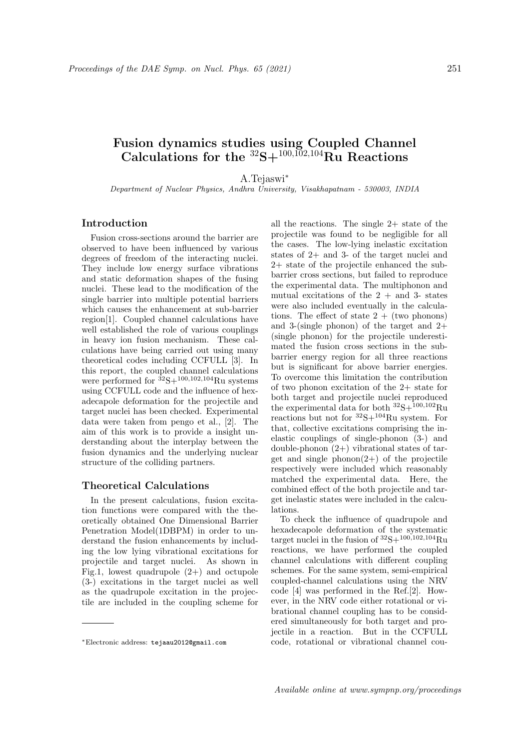# Fusion dynamics studies using Coupled Channel Calculations for the $^{32}$S+$^{100,102,104}$Ru Reactions

A.Tejaswi*

*Department of Nuclear Physics, Andhra University, Visakhapatnam - 530003, INDIA*

## Introduction

Fusion cross-sections around the barrier are observed to have been influenced by various degrees of freedom of the interacting nuclei. They include low energy surface vibrations and static deformation shapes of the fusing nuclei. These lead to the modification of the single barrier into multiple potential barriers which causes the enhancement at sub-barrier region[1]. Coupled channel calculations have well established the role of various couplings in heavy ion fusion mechanism. These calculations have being carried out using many theoretical codes including CCFULL [3]. In this report, the coupled channel calculations were performed for $^{32}$S+$^{100,102,104}$Ru systems using CCFULL code and the influence of hexadecapole deformation for the projectile and target nuclei has been checked. Experimental data were taken from pengo et al., [2]. The aim of this work is to provide a insight understanding about the interplay between the fusion dynamics and the underlying nuclear structure of the colliding partners.

## Theoretical Calculations

In the present calculations, fusion excitation functions were compared with the theoretically obtained One Dimensional Barrier Penetration Model(1DBPM) in order to understand the fusion enhancements by including the low lying vibrational excitations for projectile and target nuclei. As shown in Fig.1, lowest quadrupole (2+) and octupole (3-) excitations in the target nuclei as well as the quadrupole excitation in the projectile are included in the coupling scheme for all the reactions. The single 2+ state of the projectile was found to be negligible for all the cases. The low-lying inelastic excitation states of 2+ and 3- of the target nuclei and 2+ state of the projectile enhanced the sub-barrier cross sections, but failed to reproduce the experimental data. The multiphonon and mutual excitations of the 2 + and 3- states were also included eventually in the calculations. The effect of state 2 + (two phonons) and 3-(single phonon) of the target and 2+ (single phonon) for the projectile underestimated the fusion cross sections in the sub-barrier energy region for all three reactions but is significant for above barrier energies. To overcome this limitation the contribution of two phonon excitation of the 2+ state for both target and projectile nuclei reproduced the experimental data for both $^{32}$S+$^{100,102}$Ru reactions but not for $^{32}$S+$^{104}$Ru system. For that, collective excitations comprising the inelastic couplings of single-phonon (3-) and double-phonon (2+) vibrational states of target and single phonon(2+) of the projectile respectively were included which reasonably matched the experimental data. Here, the combined effect of the both projectile and target inelastic states were included in the calculations.

To check the influence of quadrupole and hexadecapole deformation of the systematic target nuclei in the fusion of $^{32}$S+$^{100,102,104}$Ru reactions, we have performed the coupled channel calculations with different coupling schemes. For the same system, semi-empirical coupled-channel calculations using the NRV code [4] was performed in the Ref.[2]. However, in the NRV code either rotational or vibrational channel coupling has to be considered simultaneously for both target and projectile in a reaction. But in the CCFULL code, rotational or vibrational channel cou-

*Electronic address: tejaau2012@gmail.com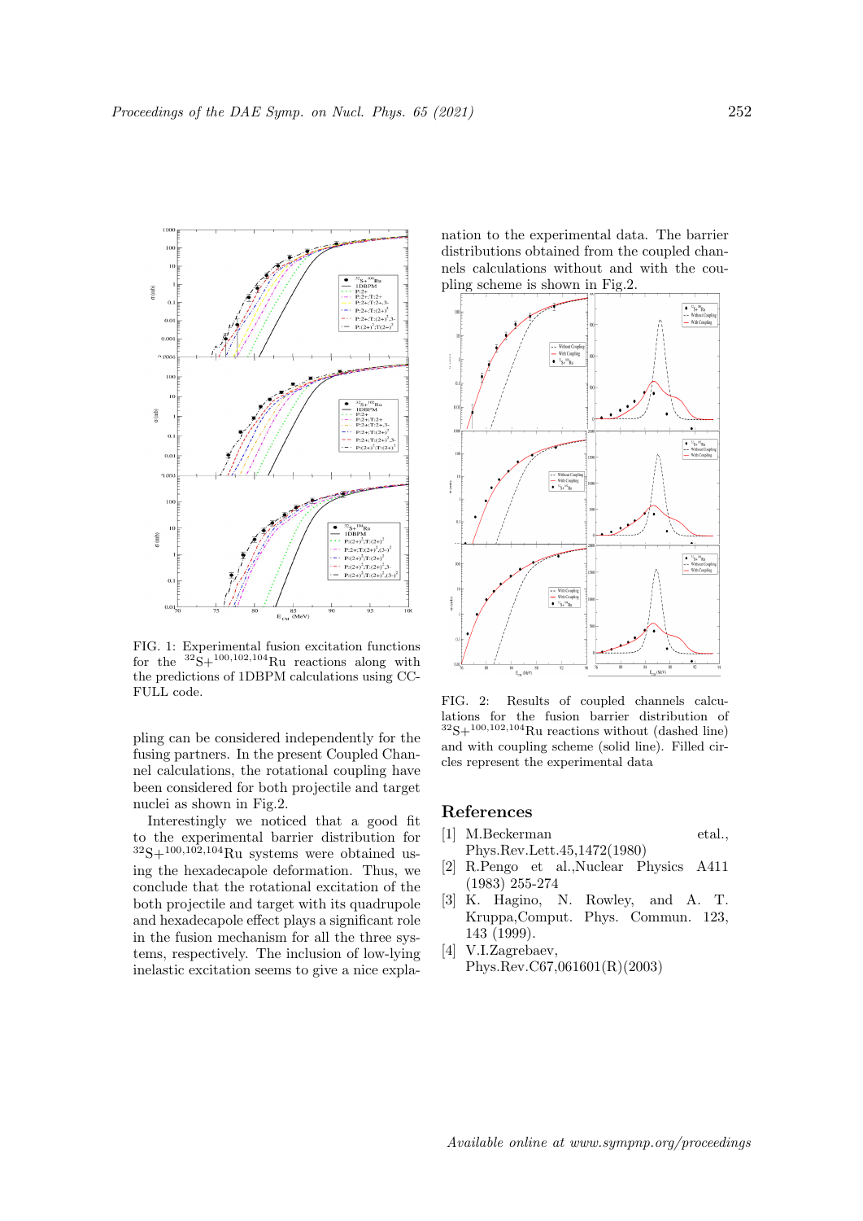FIG. 1: Experimental fusion excitation functions for the $^{32}S+^{100,102,104}Ru$ reactions along with the predictions of 1DBPM calculations using CC-FULL code.

pling can be considered independently for the fusing partners. In the present Coupled Channel calculations, the rotational coupling have been considered for both projectile and target nuclei as shown in Fig.2.

Interestingly we noticed that a good fit to the experimental barrier distribution for $^{32}S+^{100,102,104}Ru$ systems were obtained using the hexadecapole deformation. Thus, we conclude that the rotational excitation of the both projectile and target with its quadrupole and hexadecapole effect plays a significant role in the fusion mechanism for all the three systems, respectively. The inclusion of low-lying inelastic excitation seems to give a nice explanation to the experimental data. The barrier distributions obtained from the coupled channels calculations without and with the coupling scheme is shown in Fig.2.

FIG. 2: Results of coupled channels calculations for the fusion barrier distribution of $^{32}S+^{100,102,104}Ru$ reactions without (dashed line) and with coupling scheme (solid line). Filled circles represent the experimental data

## References

[1] M.Beckerman et al., Phys.Rev.Lett.45,1472(1980)

[2] R.Pengo et al.,Nuclear Physics A411 (1983) 255-274

[3] K. Hagino, N. Rowley, and A. T. Kruppa,Comput. Phys. Commun. 123, 143 (1999).

[4] V.I.Zagrebaev, Phys.Rev.C67,061601(R)(2003)